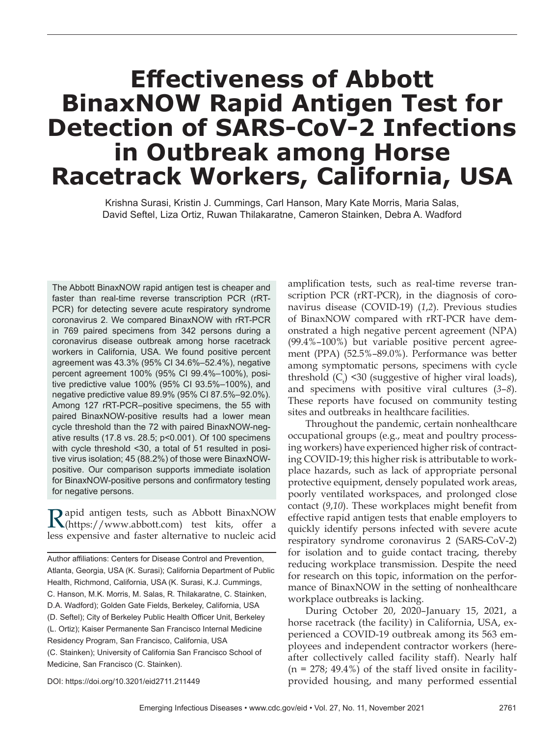# Effectiveness of Abbott BinaxNOW Rapid Antigen Test for Detection of SARS-CoV-2 Infections in Outbreak among Horse Racetrack Workers, California, USA

Krishna Surasi, Kristin J. Cummings, Carl Hanson, Mary Kate Morris, Maria Salas, David Seftel, Liza Ortiz, Ruwan Thilakaratne, Cameron Stainken, Debra A. Wadford

The Abbott BinaxNOW rapid antigen test is cheaper and faster than real-time reverse transcription PCR (rRT-PCR) for detecting severe acute respiratory syndrome coronavirus 2. We compared BinaxNOW with rRT-PCR in 769 paired specimens from 342 persons during a coronavirus disease outbreak among horse racetrack workers in California, USA. We found positive percent agreement was 43.3% (95% CI 34.6%–52.4%), negative percent agreement 100% (95% CI 99.4%–100%), positive predictive value 100% (95% CI 93.5%–100%), and negative predictive value 89.9% (95% CI 87.5%–92.0%). Among 127 rRT-PCR–positive specimens, the 55 with paired BinaxNOW-positive results had a lower mean cycle threshold than the 72 with paired BinaxNOW-negative results (17.8 vs. 28.5; p<0.001). Of 100 specimens with cycle threshold <30, a total of 51 resulted in positive virus isolation; 45 (88.2%) of those were BinaxNOW-positive. Our comparison supports immediate isolation for BinaxNOW-positive persons and confirmatory testing for negative persons.

Rapid antigen tests, such as Abbott BinaxNOW (https://www.abbott.com) test kits, offer a less expensive and faster alternative to nucleic acid amplification tests, such as real-time reverse transcription PCR (rRT-PCR), in the diagnosis of coronavirus disease (COVID-19) (*1*,*2*). Previous studies of BinaxNOW compared with rRT-PCR have demonstrated a high negative percent agreement (NPA) (99.4%–100%) but variable positive percent agreement (PPA) (52.5%–89.0%). Performance was better among symptomatic persons, specimens with cycle threshold ($C_t$) <30 (suggestive of higher viral loads), and specimens with positive viral cultures (*3*–*8*). These reports have focused on community testing sites and outbreaks in healthcare facilities.

Throughout the pandemic, certain nonhealthcare occupational groups (e.g., meat and poultry processing workers) have experienced higher risk of contracting COVID-19; this higher risk is attributable to workplace hazards, such as lack of appropriate personal protective equipment, densely populated work areas, poorly ventilated workspaces, and prolonged close contact (*9*,*10*). These workplaces might benefit from effective rapid antigen tests that enable employers to quickly identify persons infected with severe acute respiratory syndrome coronavirus 2 (SARS-CoV-2) for isolation and to guide contact tracing, thereby reducing workplace transmission. Despite the need for research on this topic, information on the performance of BinaxNOW in the setting of nonhealthcare workplace outbreaks is lacking.

During October 20, 2020–January 15, 2021, a horse racetrack (the facility) in California, USA, experienced a COVID-19 outbreak among its 563 employees and independent contractor workers (hereafter collectively called facility staff). Nearly half (n = 278; 49.4%) of the staff lived onsite in facility-provided housing, and many performed essential

Author affiliations: Centers for Disease Control and Prevention, Atlanta, Georgia, USA (K. Surasi); California Department of Public Health, Richmond, California, USA (K. Surasi, K.J. Cummings, C. Hanson, M.K. Morris, M. Salas, R. Thilakaratne, C. Stainken, D.A. Wadford); Golden Gate Fields, Berkeley, California, USA (D. Seftel); City of Berkeley Public Health Officer Unit, Berkeley (L. Ortiz); Kaiser Permanente San Francisco Internal Medicine Residency Program, San Francisco, California, USA (C. Stainken); University of California San Francisco School of Medicine, San Francisco (C. Stainken).

DOI: https://doi.org/10.3201/eid2711.211449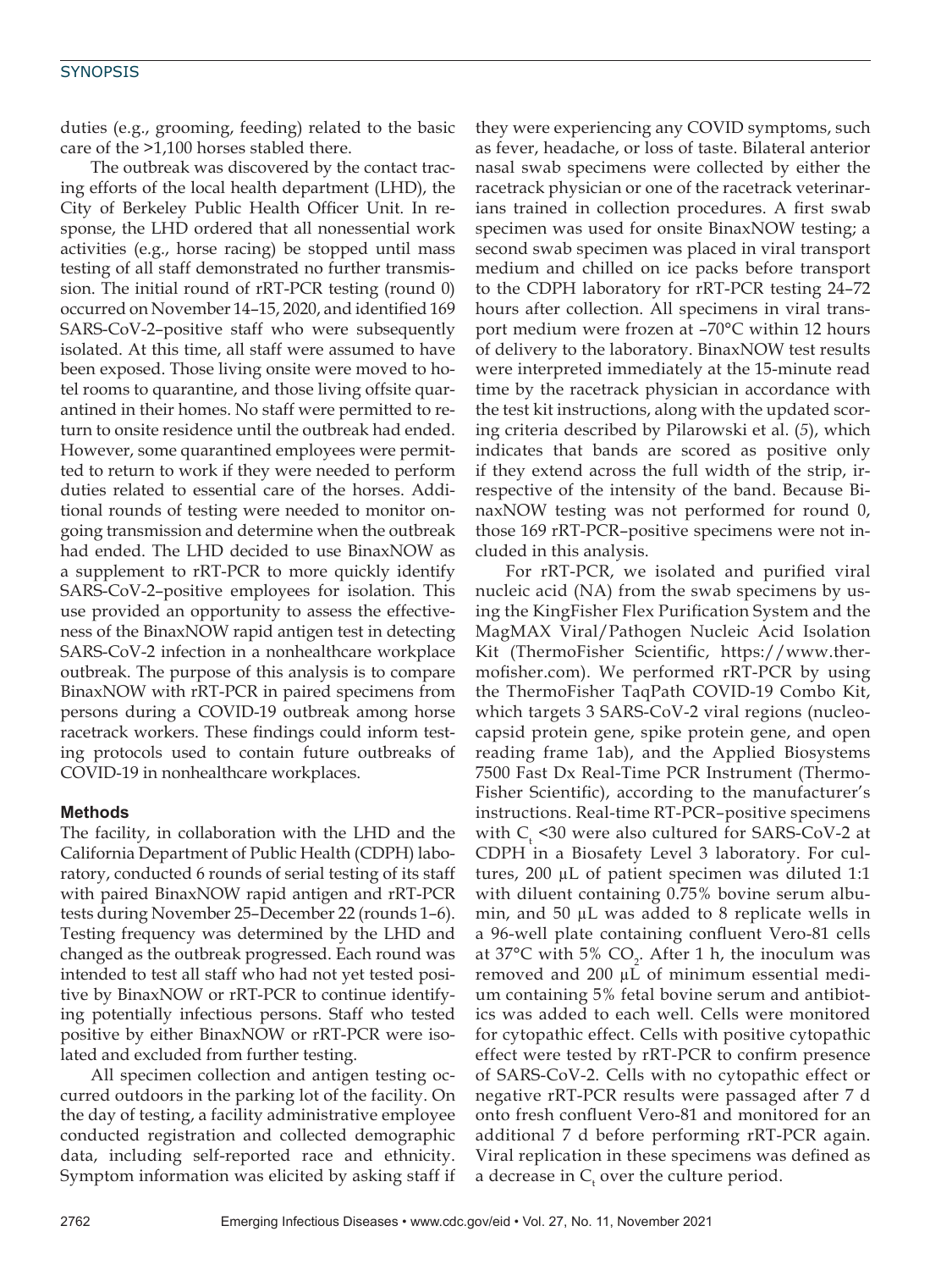duties (e.g., grooming, feeding) related to the basic care of the >1,100 horses stabled there.

The outbreak was discovered by the contact tracing efforts of the local health department (LHD), the City of Berkeley Public Health Officer Unit. In response, the LHD ordered that all nonessential work activities (e.g., horse racing) be stopped until mass testing of all staff demonstrated no further transmission. The initial round of rRT-PCR testing (round 0) occurred on November 14–15, 2020, and identified 169 SARS-CoV-2–positive staff who were subsequently isolated. At this time, all staff were assumed to have been exposed. Those living onsite were moved to hotel rooms to quarantine, and those living offsite quarantined in their homes. No staff were permitted to return to onsite residence until the outbreak had ended. However, some quarantined employees were permitted to return to work if they were needed to perform duties related to essential care of the horses. Additional rounds of testing were needed to monitor ongoing transmission and determine when the outbreak had ended. The LHD decided to use BinaxNOW as a supplement to rRT-PCR to more quickly identify SARS-CoV-2–positive employees for isolation. This use provided an opportunity to assess the effectiveness of the BinaxNOW rapid antigen test in detecting SARS-CoV-2 infection in a nonhealthcare workplace outbreak. The purpose of this analysis is to compare BinaxNOW with rRT-PCR in paired specimens from persons during a COVID-19 outbreak among horse racetrack workers. These findings could inform testing protocols used to contain future outbreaks of COVID-19 in nonhealthcare workplaces.

## Methods

The facility, in collaboration with the LHD and the California Department of Public Health (CDPH) laboratory, conducted 6 rounds of serial testing of its staff with paired BinaxNOW rapid antigen and rRT-PCR tests during November 25–December 22 (rounds 1–6). Testing frequency was determined by the LHD and changed as the outbreak progressed. Each round was intended to test all staff who had not yet tested positive by BinaxNOW or rRT-PCR to continue identifying potentially infectious persons. Staff who tested positive by either BinaxNOW or rRT-PCR were isolated and excluded from further testing.

All specimen collection and antigen testing occurred outdoors in the parking lot of the facility. On the day of testing, a facility administrative employee conducted registration and collected demographic data, including self-reported race and ethnicity. Symptom information was elicited by asking staff if they were experiencing any COVID symptoms, such as fever, headache, or loss of taste. Bilateral anterior nasal swab specimens were collected by either the racetrack physician or one of the racetrack veterinarians trained in collection procedures. A first swab specimen was used for onsite BinaxNOW testing; a second swab specimen was placed in viral transport medium and chilled on ice packs before transport to the CDPH laboratory for rRT-PCR testing 24–72 hours after collection. All specimens in viral transport medium were frozen at –70°C within 12 hours of delivery to the laboratory. BinaxNOW test results were interpreted immediately at the 15-minute read time by the racetrack physician in accordance with the test kit instructions, along with the updated scoring criteria described by Pilarowski et al. (*5*), which indicates that bands are scored as positive only if they extend across the full width of the strip, irrespective of the intensity of the band. Because BinaxNOW testing was not performed for round 0, those 169 rRT-PCR–positive specimens were not included in this analysis.

For rRT-PCR, we isolated and purified viral nucleic acid (NA) from the swab specimens by using the KingFisher Flex Purification System and the MagMAX Viral/Pathogen Nucleic Acid Isolation Kit (ThermoFisher Scientific, https://www.thermofisher.com). We performed rRT-PCR by using the ThermoFisher TaqPath COVID-19 Combo Kit, which targets 3 SARS-CoV-2 viral regions (nucleocapsid protein gene, spike protein gene, and open reading frame 1ab), and the Applied Biosystems 7500 Fast Dx Real-Time PCR Instrument (ThermoFisher Scientific), according to the manufacturer's instructions. Real-time RT-PCR–positive specimens with $C_t$ <30 were also cultured for SARS-CoV-2 at CDPH in a Biosafety Level 3 laboratory. For cultures, 200 µL of patient specimen was diluted 1:1 with diluent containing 0.75% bovine serum albumin, and 50 µL was added to 8 replicate wells in a 96-well plate containing confluent Vero-81 cells at 37°C with 5% $CO_2$. After 1 h, the inoculum was removed and 200 µL of minimum essential medium containing 5% fetal bovine serum and antibiotics was added to each well. Cells were monitored for cytopathic effect. Cells with positive cytopathic effect were tested by rRT-PCR to confirm presence of SARS-CoV-2. Cells with no cytopathic effect or negative rRT-PCR results were passaged after 7 d onto fresh confluent Vero-81 and monitored for an additional 7 d before performing rRT-PCR again. Viral replication in these specimens was defined as a decrease in $C_t$ over the culture period.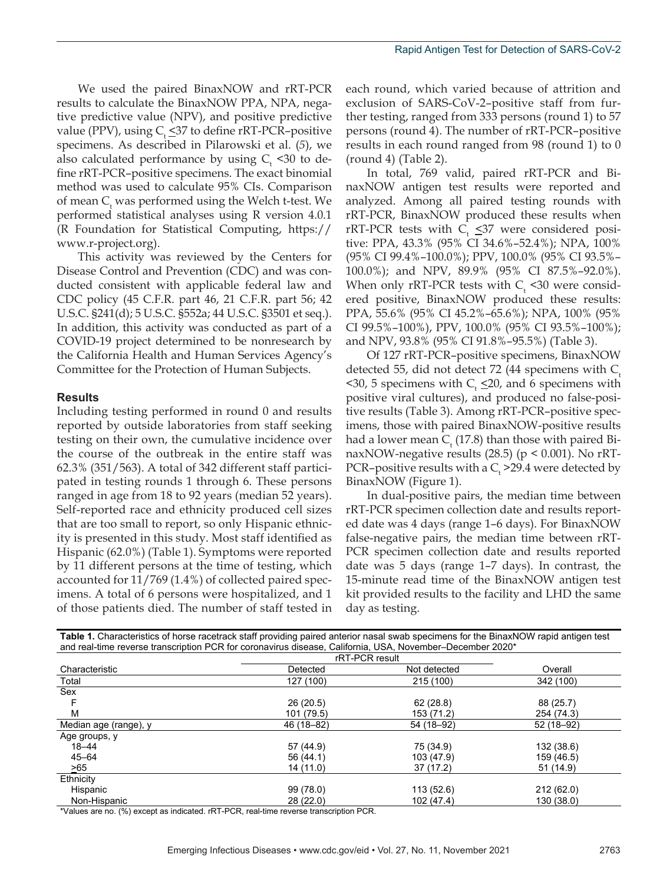We used the paired BinaxNOW and rRT-PCR results to calculate the BinaxNOW PPA, NPA, negative predictive value (NPV), and positive predictive value (PPV), using $C_t \leq 37$ to define rRT-PCR–positive specimens. As described in Pilarowski et al. (5), we also calculated performance by using $C_t < 30$ to define rRT-PCR–positive specimens. The exact binomial method was used to calculate 95% CIs. Comparison of mean $C_t$ was performed using the Welch t-test. We performed statistical analyses using R version 4.0.1 (R Foundation for Statistical Computing, https://www.r-project.org).

This activity was reviewed by the Centers for Disease Control and Prevention (CDC) and was conducted consistent with applicable federal law and CDC policy (45 C.F.R. part 46, 21 C.F.R. part 56; 42 U.S.C. §241(d); 5 U.S.C. §552a; 44 U.S.C. §3501 et seq.). In addition, this activity was conducted as part of a COVID-19 project determined to be nonresearch by the California Health and Human Services Agency's Committee for the Protection of Human Subjects.

## Results

Including testing performed in round 0 and results reported by outside laboratories from staff seeking testing on their own, the cumulative incidence over the course of the outbreak in the entire staff was 62.3% (351/563). A total of 342 different staff participated in testing rounds 1 through 6. These persons ranged in age from 18 to 92 years (median 52 years). Self-reported race and ethnicity produced cell sizes that are too small to report, so only Hispanic ethnicity is presented in this study. Most staff identified as Hispanic (62.0%) (Table 1). Symptoms were reported by 11 different persons at the time of testing, which accounted for 11/769 (1.4%) of collected paired specimens. A total of 6 persons were hospitalized, and 1 of those patients died. The number of staff tested in each round, which varied because of attrition and exclusion of SARS-CoV-2–positive staff from further testing, ranged from 333 persons (round 1) to 57 persons (round 4). The number of rRT-PCR–positive results in each round ranged from 98 (round 1) to 0 (round 4) (Table 2).

In total, 769 valid, paired rRT-PCR and BinaxNOW antigen test results were reported and analyzed. Among all paired testing rounds with rRT-PCR, BinaxNOW produced these results when rRT-PCR tests with $C_t \leq 37$ were considered positive: PPA, 43.3% (95% CI 34.6%–52.4%); NPA, 100% (95% CI 99.4%–100.0%); PPV, 100.0% (95% CI 93.5%–100.0%); and NPV, 89.9% (95% CI 87.5%–92.0%). When only rRT-PCR tests with $C_t < 30$ were considered positive, BinaxNOW produced these results: PPA, 55.6% (95% CI 45.2%–65.6%); NPA, 100% (95% CI 99.5%–100%), PPV, 100.0% (95% CI 93.5%–100%); and NPV, 93.8% (95% CI 91.8%–95.5%) (Table 3).

Of 127 rRT-PCR–positive specimens, BinaxNOW detected 55, did not detect 72 (44 specimens with $C_t < 30$, 5 specimens with $C_t \leq 20$, and 6 specimens with positive viral cultures), and produced no false-positive results (Table 3). Among rRT-PCR–positive specimens, those with paired BinaxNOW-positive results had a lower mean $C_t$ (17.8) than those with paired BinaxNOW-negative results (28.5) ($p < 0.001$). No rRT-PCR–positive results with a $C_t > 29.4$ were detected by BinaxNOW (Figure 1).

In dual-positive pairs, the median time between rRT-PCR specimen collection date and results reported date was 4 days (range 1–6 days). For BinaxNOW false-negative pairs, the median time between rRT-PCR specimen collection date and results reported date was 5 days (range 1–7 days). In contrast, the 15-minute read time of the BinaxNOW antigen test kit provided results to the facility and LHD the same day as testing.

**Table 1.** Characteristics of horse racetrack staff providing paired anterior nasal swab specimens for the BinaxNOW rapid antigen test and real-time reverse transcription PCR for coronavirus disease, California, USA, November–December 2020*

| Characteristic | rRT-PCR result | | Overall |
|---|---|---|---|
| | Detected | Not detected | |
| Total | 127 (100) | 215 (100) | 342 (100) |
| Sex | | | |
| F | 26 (20.5) | 62 (28.8) | 88 (25.7) |
| M | 101 (79.5) | 153 (71.2) | 254 (74.3) |
| Median age (range), y | 46 (18–82) | 54 (18–92) | 52 (18–92) |
| Age groups, y | | | |
| 18–44 | 57 (44.9) | 75 (34.9) | 132 (38.6) |
| 45–64 | 56 (44.1) | 103 (47.9) | 159 (46.5) |
| ≥65 | 14 (11.0) | 37 (17.2) | 51 (14.9) |
| Ethnicity | | | |
| Hispanic | 99 (78.0) | 113 (52.6) | 212 (62.0) |
| Non-Hispanic | 28 (22.0) | 102 (47.4) | 130 (38.0) |

*Values are no. (%) except as indicated. rRT-PCR, real-time reverse transcription PCR.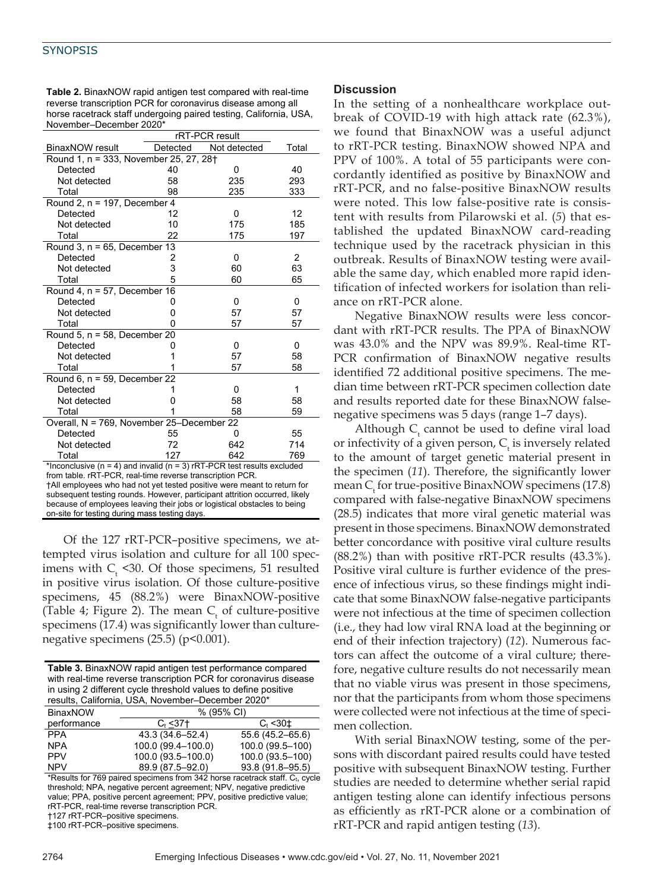**Table 2.** BinaxNOW rapid antigen test compared with real-time reverse transcription PCR for coronavirus disease among all horse racetrack staff undergoing paired testing, California, USA, November–December 2020*

| BinaxNOW result | rRT-PCR result | | Total |
|---|---|---|---|
| | Detected | Not detected | |
| Round 1, n = 333, November 25, 27, 28† | | | |
| Detected | 40 | 0 | 40 |
| Not detected | 58 | 235 | 293 |
| Total | 98 | 235 | 333 |
| Round 2, n = 197, December 4 | | | |
| Detected | 12 | 0 | 12 |
| Not detected | 10 | 175 | 185 |
| Total | 22 | 175 | 197 |
| Round 3, n = 65, December 13 | | | |
| Detected | 2 | 0 | 2 |
| Not detected | 3 | 60 | 63 |
| Total | 5 | 60 | 65 |
| Round 4, n = 57, December 16 | | | |
| Detected | 0 | 0 | 0 |
| Not detected | 0 | 57 | 57 |
| Total | 0 | 57 | 57 |
| Round 5, n = 58, December 20 | | | |
| Detected | 0 | 0 | 0 |
| Not detected | 1 | 57 | 58 |
| Total | 1 | 57 | 58 |
| Round 6, n = 59, December 22 | | | |
| Detected | 1 | 0 | 1 |
| Not detected | 0 | 58 | 58 |
| Total | 1 | 58 | 59 |
| Overall, N = 769, November 25–December 22 | | | |
| Detected | 55 | 0 | 55 |
| Not detected | 72 | 642 | 714 |
| Total | 127 | 642 | 769 |

*Inconclusive (n = 4) and invalid (n = 3) rRT-PCR test results excluded from table. rRT-PCR, real-time reverse transcription PCR.
†All employees who had not yet tested positive were meant to return for subsequent testing rounds. However, participant attrition occurred, likely because of employees leaving their jobs or logistical obstacles to being on-site for testing during mass testing days.

Of the 127 rRT-PCR–positive specimens, we attempted virus isolation and culture for all 100 specimens with $C_t$ <30. Of those specimens, 51 resulted in positive virus isolation. Of those culture-positive specimens, 45 (88.2%) were BinaxNOW-positive (Table 4; Figure 2). The mean $C_t$ of culture-positive specimens (17.4) was significantly lower than culture-negative specimens (25.5) ($p<0.001$).

**Table 3.** BinaxNOW rapid antigen test performance compared with real-time reverse transcription PCR for coronavirus disease in using 2 different cycle threshold values to define positive results, California, USA, November–December 2020*

| BinaxNOW performance | % (95% CI) | |
|---|---|---|
| | $C_t$ ≤37† | $C_t$ <30‡ |
| PPA | 43.3 (34.6–52.4) | 55.6 (45.2–65.6) |
| NPA | 100.0 (99.4–100.0) | 100.0 (99.5–100) |
| PPV | 100.0 (93.5–100.0) | 100.0 (93.5–100) |
| NPV | 89.9 (87.5–92.0) | 93.8 (91.8–95.5) |

*Results for 769 paired specimens from 342 horse racetrack staff. $C_t$, cycle threshold; NPA, negative percent agreement; NPV, negative predictive value; PPA, positive percent agreement; PPV, positive predictive value; rRT-PCR, real-time reverse transcription PCR.
†127 rRT-PCR–positive specimens.
‡100 rRT-PCR–positive specimens.

## Discussion

In the setting of a nonhealthcare workplace outbreak of COVID-19 with high attack rate (62.3%), we found that BinaxNOW was a useful adjunct to rRT-PCR testing. BinaxNOW showed NPA and PPV of 100%. A total of 55 participants were concordantly identified as positive by BinaxNOW and rRT-PCR, and no false-positive BinaxNOW results were noted. This low false-positive rate is consistent with results from Pilarowski et al. (*5*) that established the updated BinaxNOW card-reading technique used by the racetrack physician in this outbreak. Results of BinaxNOW testing were available the same day, which enabled more rapid identification of infected workers for isolation than reliance on rRT-PCR alone.

Negative BinaxNOW results were less concordant with rRT-PCR results. The PPA of BinaxNOW was 43.0% and the NPV was 89.9%. Real-time RT-PCR confirmation of BinaxNOW negative results identified 72 additional positive specimens. The median time between rRT-PCR specimen collection date and results reported date for these BinaxNOW false-negative specimens was 5 days (range 1–7 days).

Although $C_t$ cannot be used to define viral load or infectivity of a given person, $C_t$ is inversely related to the amount of target genetic material present in the specimen (*11*). Therefore, the significantly lower mean $C_t$ for true-positive BinaxNOW specimens (17.8) compared with false-negative BinaxNOW specimens (28.5) indicates that more viral genetic material was present in those specimens. BinaxNOW demonstrated better concordance with positive viral culture results (88.2%) than with positive rRT-PCR results (43.3%). Positive viral culture is further evidence of the presence of infectious virus, so these findings might indicate that some BinaxNOW false-negative participants were not infectious at the time of specimen collection (i.e., they had low viral RNA load at the beginning or end of their infection trajectory) (*12*). Numerous factors can affect the outcome of a viral culture; therefore, negative culture results do not necessarily mean that no viable virus was present in those specimens, nor that the participants from whom those specimens were collected were not infectious at the time of specimen collection.

With serial BinaxNOW testing, some of the persons with discordant paired results could have tested positive with subsequent BinaxNOW testing. Further studies are needed to determine whether serial rapid antigen testing alone can identify infectious persons as efficiently as rRT-PCR alone or a combination of rRT-PCR and rapid antigen testing (*13*).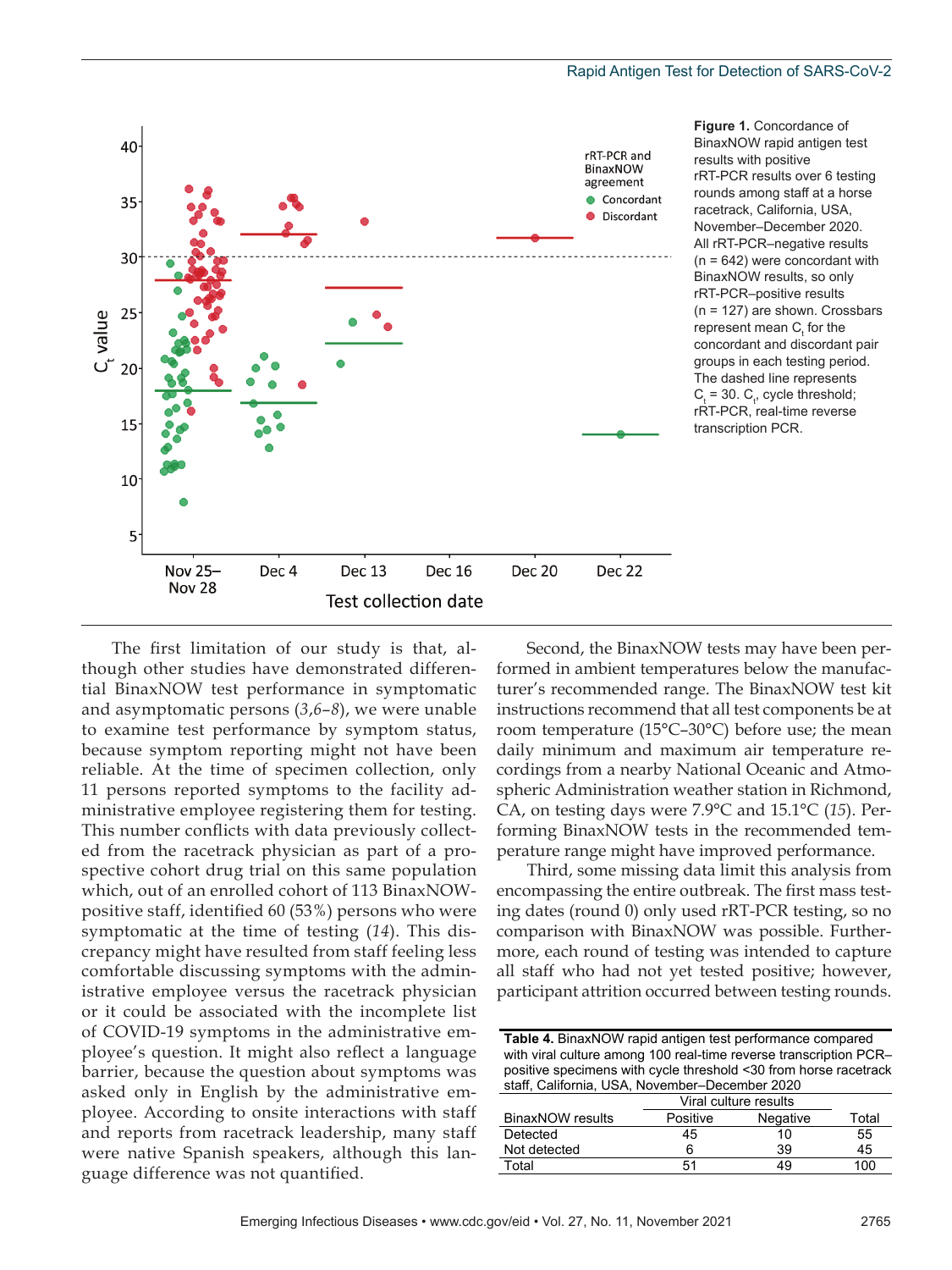**Figure 1.** Concordance of BinaxNOW rapid antigen test results with positive rRT-PCR results over 6 testing rounds among staff at a horse racetrack, California, USA, November–December 2020. All rRT-PCR–negative results (n = 642) were concordant with BinaxNOW results, so only rRT-PCR–positive results (n = 127) are shown. Crossbars represent mean $C_t$ for the concordant and discordant pair groups in each testing period. The dashed line represents $C_t$ = 30. $C_t$, cycle threshold; rRT-PCR, real-time reverse transcription PCR.

The first limitation of our study is that, although other studies have demonstrated differential BinaxNOW test performance in symptomatic and asymptomatic persons (*3*,*6*–*8*), we were unable to examine test performance by symptom status, because symptom reporting might not have been reliable. At the time of specimen collection, only 11 persons reported symptoms to the facility administrative employee registering them for testing. This number conflicts with data previously collected from the racetrack physician as part of a prospective cohort drug trial on this same population which, out of an enrolled cohort of 113 BinaxNOW-positive staff, identified 60 (53%) persons who were symptomatic at the time of testing (*14*). This discrepancy might have resulted from staff feeling less comfortable discussing symptoms with the administrative employee versus the racetrack physician or it could be associated with the incomplete list of COVID-19 symptoms in the administrative employee's question. It might also reflect a language barrier, because the question about symptoms was asked only in English by the administrative employee. According to onsite interactions with staff and reports from racetrack leadership, many staff were native Spanish speakers, although this language difference was not quantified.

Second, the BinaxNOW tests may have been performed in ambient temperatures below the manufacturer's recommended range. The BinaxNOW test kit instructions recommend that all test components be at room temperature (15°C–30°C) before use; the mean daily minimum and maximum air temperature recordings from a nearby National Oceanic and Atmospheric Administration weather station in Richmond, CA, on testing days were 7.9°C and 15.1°C (*15*). Performing BinaxNOW tests in the recommended temperature range might have improved performance.

Third, some missing data limit this analysis from encompassing the entire outbreak. The first mass testing dates (round 0) only used rRT-PCR testing, so no comparison with BinaxNOW was possible. Furthermore, each round of testing was intended to capture all staff who had not yet tested positive; however, participant attrition occurred between testing rounds.

**Table 4.** BinaxNOW rapid antigen test performance compared with viral culture among 100 real-time reverse transcription PCR–positive specimens with cycle threshold <30 from horse racetrack staff, California, USA, November–December 2020

| | Viral culture results | | |
|---|---|---|---|
| BinaxNOW results | Positive | Negative | Total |
| Detected | 45 | 10 | 55 |
| Not detected | 6 | 39 | 45 |
| Total | 51 | 49 | 100 |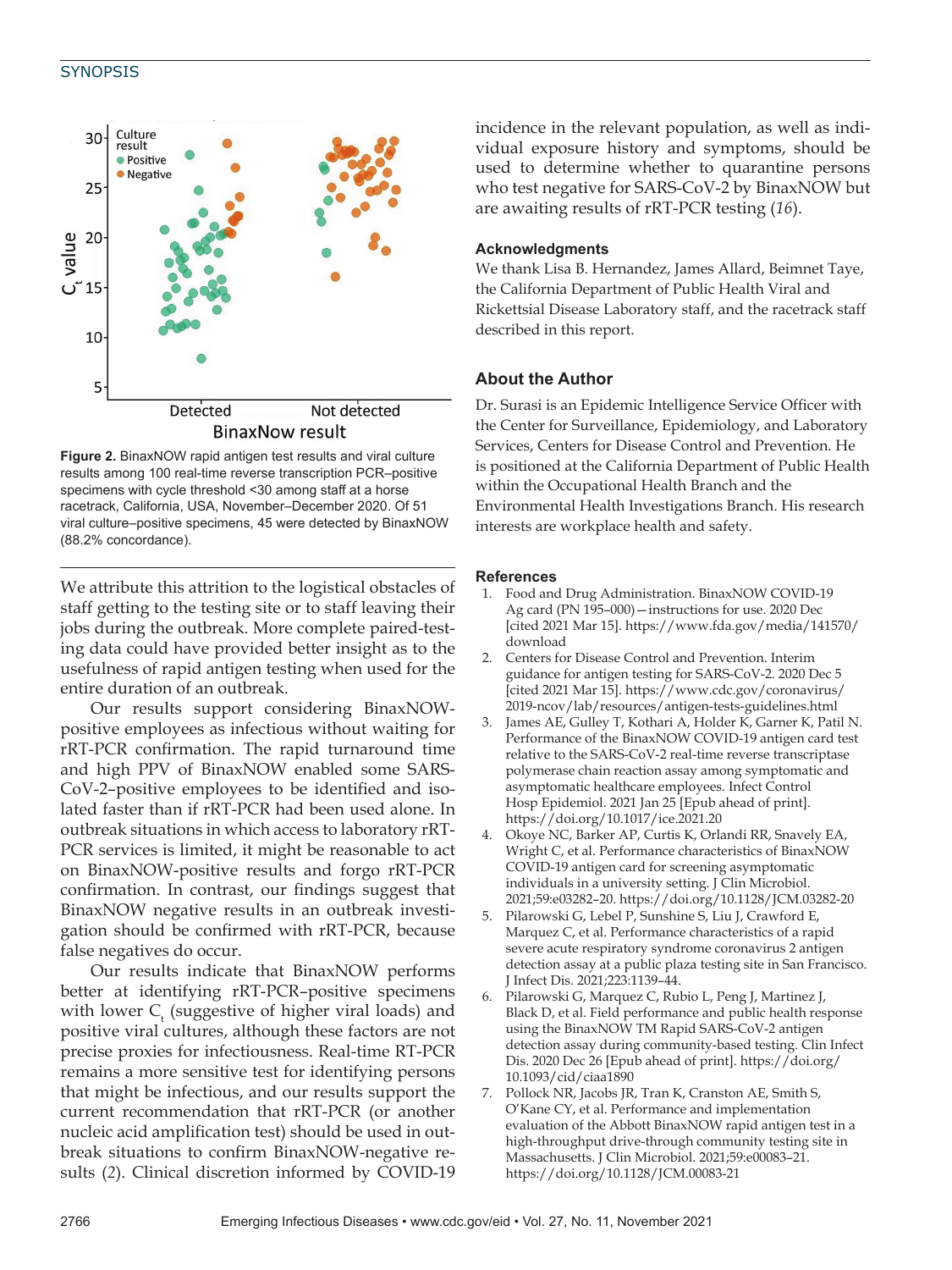Figure 2. BinaxNOW rapid antigen test results and viral culture results among 100 real-time reverse transcription PCR–positive specimens with cycle threshold <30 among staff at a horse racetrack, California, USA, November–December 2020. Of 51 viral culture–positive specimens, 45 were detected by BinaxNOW (88.2% concordance).

We attribute this attrition to the logistical obstacles of staff getting to the testing site or to staff leaving their jobs during the outbreak. More complete paired-testing data could have provided better insight as to the usefulness of rapid antigen testing when used for the entire duration of an outbreak.

Our results support considering BinaxNOW-positive employees as infectious without waiting for rRT-PCR confirmation. The rapid turnaround time and high PPV of BinaxNOW enabled some SARS-CoV-2–positive employees to be identified and isolated faster than if rRT-PCR had been used alone. In outbreak situations in which access to laboratory rRT-PCR services is limited, it might be reasonable to act on BinaxNOW-positive results and forgo rRT-PCR confirmation. In contrast, our findings suggest that BinaxNOW negative results in an outbreak investigation should be confirmed with rRT-PCR, because false negatives do occur.

Our results indicate that BinaxNOW performs better at identifying rRT-PCR–positive specimens with lower $C_t$ (suggestive of higher viral loads) and positive viral cultures, although these factors are not precise proxies for infectiousness. Real-time RT-PCR remains a more sensitive test for identifying persons that might be infectious, and our results support the current recommendation that rRT-PCR (or another nucleic acid amplification test) should be used in outbreak situations to confirm BinaxNOW-negative results (*2*). Clinical discretion informed by COVID-19 incidence in the relevant population, as well as individual exposure history and symptoms, should be used to determine whether to quarantine persons who test negative for SARS-CoV-2 by BinaxNOW but are awaiting results of rRT-PCR testing (*16*).

## Acknowledgments

We thank Lisa B. Hernandez, James Allard, Beimnet Taye, the California Department of Public Health Viral and Rickettsial Disease Laboratory staff, and the racetrack staff described in this report.

## About the Author

Dr. Surasi is an Epidemic Intelligence Service Officer with the Center for Surveillance, Epidemiology, and Laboratory Services, Centers for Disease Control and Prevention. He is positioned at the California Department of Public Health within the Occupational Health Branch and the Environmental Health Investigations Branch. His research interests are workplace health and safety.

## References

1. Food and Drug Administration. BinaxNOW COVID-19 Ag card (PN 195–000)—instructions for use. 2020 Dec [cited 2021 Mar 15]. https://www.fda.gov/media/141570/download
2. Centers for Disease Control and Prevention. Interim guidance for antigen testing for SARS-CoV-2. 2020 Dec 5 [cited 2021 Mar 15]. https://www.cdc.gov/coronavirus/2019-ncov/lab/resources/antigen-tests-guidelines.html
3. James AE, Gulley T, Kothari A, Holder K, Garner K, Patil N. Performance of the BinaxNOW COVID-19 antigen card test relative to the SARS-CoV-2 real-time reverse transcriptase polymerase chain reaction assay among symptomatic and asymptomatic healthcare employees. Infect Control Hosp Epidemiol. 2021 Jan 25 [Epub ahead of print]. https://doi.org/10.1017/ice.2021.20
4. Okoye NC, Barker AP, Curtis K, Orlandi RR, Snavely EA, Wright C, et al. Performance characteristics of BinaxNOW COVID-19 antigen card for screening asymptomatic individuals in a university setting. J Clin Microbiol. 2021;59:e03282–20. https://doi.org/10.1128/JCM.03282-20
5. Pilarowski G, Lebel P, Sunshine S, Liu J, Crawford E, Marquez C, et al. Performance characteristics of a rapid severe acute respiratory syndrome coronavirus 2 antigen detection assay at a public plaza testing site in San Francisco. J Infect Dis. 2021;223:1139–44.
6. Pilarowski G, Marquez C, Rubio L, Peng J, Martinez J, Black D, et al. Field performance and public health response using the BinaxNOW TM Rapid SARS-CoV-2 antigen detection assay during community-based testing. Clin Infect Dis. 2020 Dec 26 [Epub ahead of print]. https://doi.org/10.1093/cid/ciaa1890
7. Pollock NR, Jacobs JR, Tran K, Cranston AE, Smith S, O'Kane CY, et al. Performance and implementation evaluation of the Abbott BinaxNOW rapid antigen test in a high-throughput drive-through community testing site in Massachusetts. J Clin Microbiol. 2021;59:e00083–21. https://doi.org/10.1128/JCM.00083-21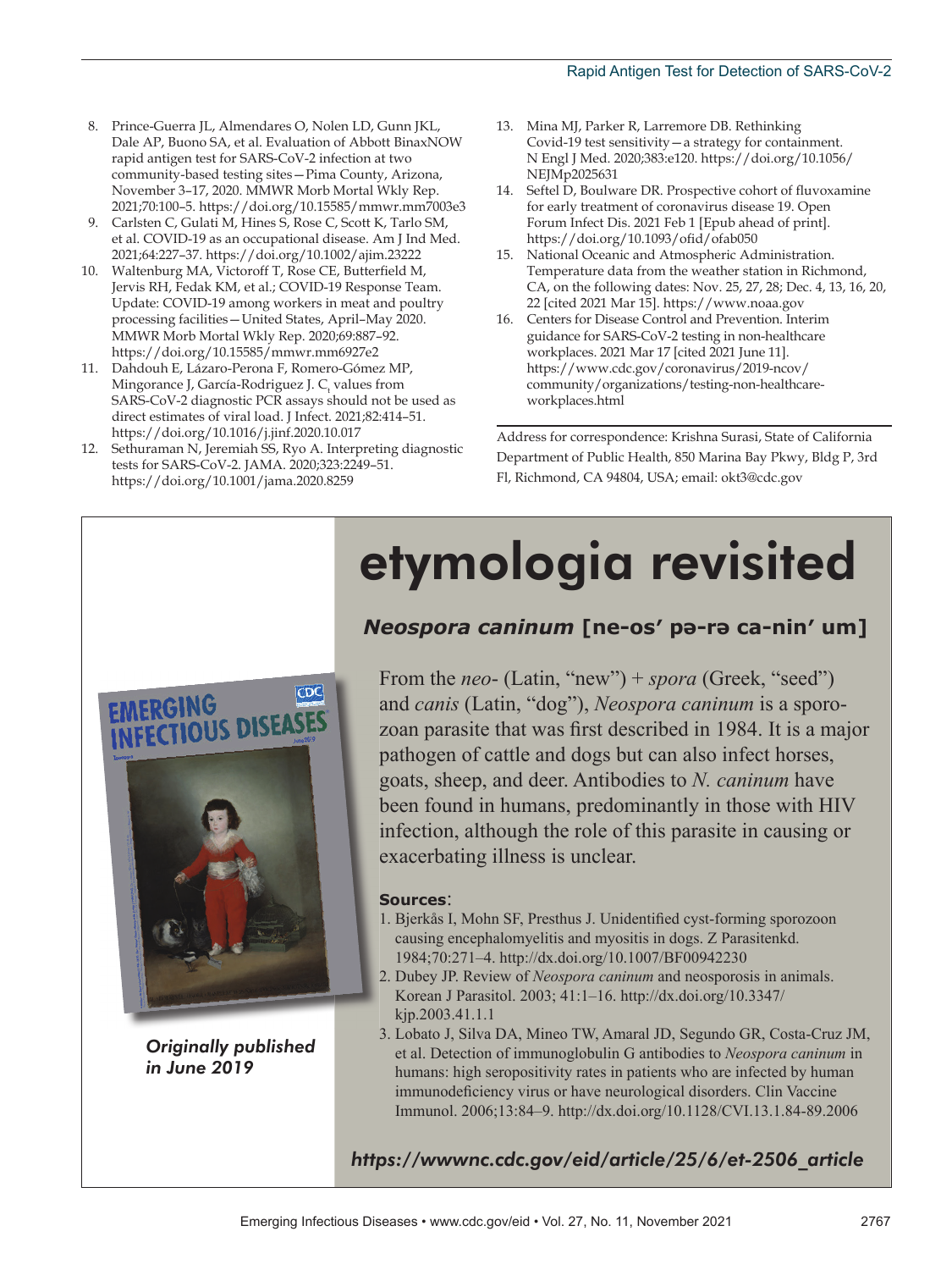8. Prince-Guerra JL, Almendares O, Nolen LD, Gunn JKL, Dale AP, Buono SA, et al. Evaluation of Abbott BinaxNOW rapid antigen test for SARS-CoV-2 infection at two community-based testing sites—Pima County, Arizona, November 3–17, 2020. MMWR Morb Mortal Wkly Rep. 2021;70:100–5. https://doi.org/10.15585/mmwr.mm7003e3
9. Carlsten C, Gulati M, Hines S, Rose C, Scott K, Tarlo SM, et al. COVID-19 as an occupational disease. Am J Ind Med. 2021;64:227–37. https://doi.org/10.1002/ajim.23222
10. Waltenburg MA, Victoroff T, Rose CE, Butterfield M, Jervis RH, Fedak KM, et al.; COVID-19 Response Team. Update: COVID-19 among workers in meat and poultry processing facilities—United States, April–May 2020. MMWR Morb Mortal Wkly Rep. 2020;69:887–92. https://doi.org/10.15585/mmwr.mm6927e2
11. Dahdouh E, Lázaro-Perona F, Romero-Gómez MP, Mingorance J, García-Rodriguez J. $C_t$ values from SARS-CoV-2 diagnostic PCR assays should not be used as direct estimates of viral load. J Infect. 2021;82:414–51. https://doi.org/10.1016/j.jinf.2020.10.017
12. Sethuraman N, Jeremiah SS, Ryo A. Interpreting diagnostic tests for SARS-CoV-2. JAMA. 2020;323:2249–51. https://doi.org/10.1001/jama.2020.8259
13. Mina MJ, Parker R, Larremore DB. Rethinking Covid-19 test sensitivity—a strategy for containment. N Engl J Med. 2020;383:e120. https://doi.org/10.1056/NEJMp2025631
14. Seftel D, Boulware DR. Prospective cohort of fluvoxamine for early treatment of coronavirus disease 19. Open Forum Infect Dis. 2021 Feb 1 [Epub ahead of print]. https://doi.org/10.1093/ofid/ofab050
15. National Oceanic and Atmospheric Administration. Temperature data from the weather station in Richmond, CA, on the following dates: Nov. 25, 27, 28; Dec. 4, 13, 16, 20, 22 [cited 2021 Mar 15]. https://www.noaa.gov
16. Centers for Disease Control and Prevention. Interim guidance for SARS-CoV-2 testing in non-healthcare workplaces. 2021 Mar 17 [cited 2021 June 11]. https://www.cdc.gov/coronavirus/2019-ncov/community/organizations/testing-non-healthcare-workplaces.html

Address for correspondence: Krishna Surasi, State of California Department of Public Health, 850 Marina Bay Pkwy, Bldg P, 3rd Fl, Richmond, CA 94804, USA; email: okt3@cdc.gov

# etymologia revisited

## *Neospora caninum* [ne-os′ pə-rə ca-nin′ um]

From the *neo*- (Latin, "new") + *spora* (Greek, "seed") and *canis* (Latin, "dog"), *Neospora caninum* is a sporozoan parasite that was first described in 1984. It is a major pathogen of cattle and dogs but can also infect horses, goats, sheep, and deer. Antibodies to *N. caninum* have been found in humans, predominantly in those with HIV infection, although the role of this parasite in causing or exacerbating illness is unclear.

**Sources**:

1. Bjerkås I, Mohn SF, Presthus J. Unidentified cyst-forming sporozoon causing encephalomyelitis and myositis in dogs. Z Parasitenkd. 1984;70:271–4. http://dx.doi.org/10.1007/BF00942230
2. Dubey JP. Review of *Neospora caninum* and neosporosis in animals. Korean J Parasitol. 2003; 41:1–16. http://dx.doi.org/10.3347/kjp.2003.41.1.1
3. Lobato J, Silva DA, Mineo TW, Amaral JD, Segundo GR, Costa-Cruz JM, et al. Detection of immunoglobulin G antibodies to *Neospora caninum* in humans: high seropositivity rates in patients who are infected by human immunodeficiency virus or have neurological disorders. Clin Vaccine Immunol. 2006;13:84–9. http://dx.doi.org/10.1128/CVI.13.1.84-89.2006

*Originally published in June 2019*

***https://wwwnc.cdc.gov/eid/article/25/6/et-2506_article***